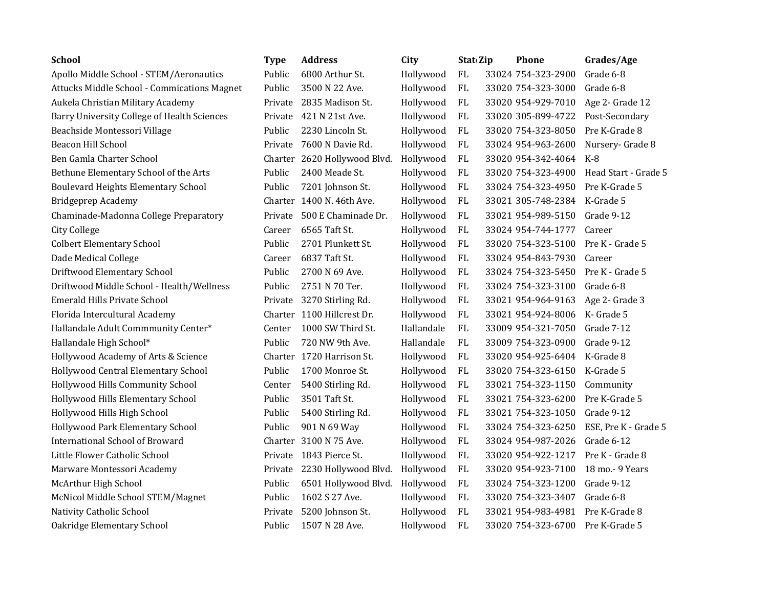| School | Type | Address | City | State | Zip | Phone | Grades/Age |
|---|---|---|---|---|---|---|---|
| Apollo Middle School - STEM/Aeronautics | Public | 6800 Arthur St. | Hollywood | FL | 33024 | 754-323-2900 | Grade 6-8 |
| Attucks Middle School - Commications Magnet | Public | 3500 N 22 Ave. | Hollywood | FL | 33020 | 754-323-3000 | Grade 6-8 |
| Aukela Christian Military Academy | Private | 2835 Madison St. | Hollywood | FL | 33020 | 954-929-7010 | Age 2- Grade 12 |
| Barry University College of Health Sciences | Private | 421 N 21st Ave. | Hollywood | FL | 33020 | 305-899-4722 | Post-Secondary |
| Beachside Montessori Village | Public | 2230 Lincoln St. | Hollywood | FL | 33020 | 754-323-8050 | Pre K-Grade 8 |
| Beacon Hill School | Private | 7600 N Davie Rd. | Hollywood | FL | 33024 | 954-963-2600 | Nursery- Grade 8 |
| Ben Gamla Charter School | Charter | 2620 Hollywood Blvd. | Hollywood | FL | 33020 | 954-342-4064 | K-8 |
| Bethune Elementary School of the Arts | Public | 2400 Meade St. | Hollywood | FL | 33020 | 754-323-4900 | Head Start - Grade 5 |
| Boulevard Heights Elementary School | Public | 7201 Johnson St. | Hollywood | FL | 33024 | 754-323-4950 | Pre K-Grade 5 |
| Bridgeprep Academy | Charter | 1400 N. 46th Ave. | Hollywood | FL | 33021 | 305-748-2384 | K-Grade 5 |
| Chaminade-Madonna College Preparatory | Private | 500 E Chaminade Dr. | Hollywood | FL | 33021 | 954-989-5150 | Grade 9-12 |
| City College | Career | 6565 Taft St. | Hollywood | FL | 33024 | 954-744-1777 | Career |
| Colbert Elementary School | Public | 2701 Plunkett St. | Hollywood | FL | 33020 | 754-323-5100 | Pre K - Grade 5 |
| Dade Medical College | Career | 6837 Taft St. | Hollywood | FL | 33024 | 954-843-7930 | Career |
| Driftwood Elementary School | Public | 2700 N 69 Ave. | Hollywood | FL | 33024 | 754-323-5450 | Pre K - Grade 5 |
| Driftwood Middle School - Health/Wellness | Public | 2751 N 70 Ter. | Hollywood | FL | 33024 | 754-323-3100 | Grade 6-8 |
| Emerald Hills Private School | Private | 3270 Stirling Rd. | Hollywood | FL | 33021 | 954-964-9163 | Age 2- Grade 3 |
| Florida Intercultural Academy | Charter | 1100 Hillcrest Dr. | Hollywood | FL | 33021 | 954-924-8006 | K- Grade 5 |
| Hallandale Adult Commmunity Center* | Center | 1000 SW Third St. | Hallandale | FL | 33009 | 954-321-7050 | Grade 7-12 |
| Hallandale High School* | Public | 720 NW 9th Ave. | Hallandale | FL | 33009 | 754-323-0900 | Grade 9-12 |
| Hollywood Academy of Arts & Science | Charter | 1720 Harrison St. | Hollywood | FL | 33020 | 954-925-6404 | K-Grade 8 |
| Hollywood Central Elementary School | Public | 1700 Monroe St. | Hollywood | FL | 33020 | 754-323-6150 | K-Grade 5 |
| Hollywood Hills Community School | Center | 5400 Stirling Rd. | Hollywood | FL | 33021 | 754-323-1150 | Community |
| Hollywood Hills Elementary School | Public | 3501 Taft St. | Hollywood | FL | 33021 | 754-323-6200 | Pre K-Grade 5 |
| Hollywood Hills High School | Public | 5400 Stirling Rd. | Hollywood | FL | 33021 | 754-323-1050 | Grade 9-12 |
| Hollywood Park Elementary School | Public | 901 N 69 Way | Hollywood | FL | 33024 | 754-323-6250 | ESE, Pre K - Grade 5 |
| International School of Broward | Charter | 3100 N 75 Ave. | Hollywood | FL | 33024 | 954-987-2026 | Grade 6-12 |
| Little Flower Catholic School | Private | 1843 Pierce St. | Hollywood | FL | 33020 | 954-922-1217 | Pre K - Grade 8 |
| Marware Montessori Academy | Private | 2230 Hollywood Blvd. | Hollywood | FL | 33020 | 954-923-7100 | 18 mo.- 9 Years |
| McArthur High School | Public | 6501 Hollywood Blvd. | Hollywood | FL | 33024 | 754-323-1200 | Grade 9-12 |
| McNicol Middle School STEM/Magnet | Public | 1602 S 27 Ave. | Hollywood | FL | 33020 | 754-323-3407 | Grade 6-8 |
| Nativity Catholic School | Private | 5200 Johnson St. | Hollywood | FL | 33021 | 954-983-4981 | Pre K-Grade 8 |
| Oakridge Elementary School | Public | 1507 N 28 Ave. | Hollywood | FL | 33020 | 754-323-6700 | Pre K-Grade 5 |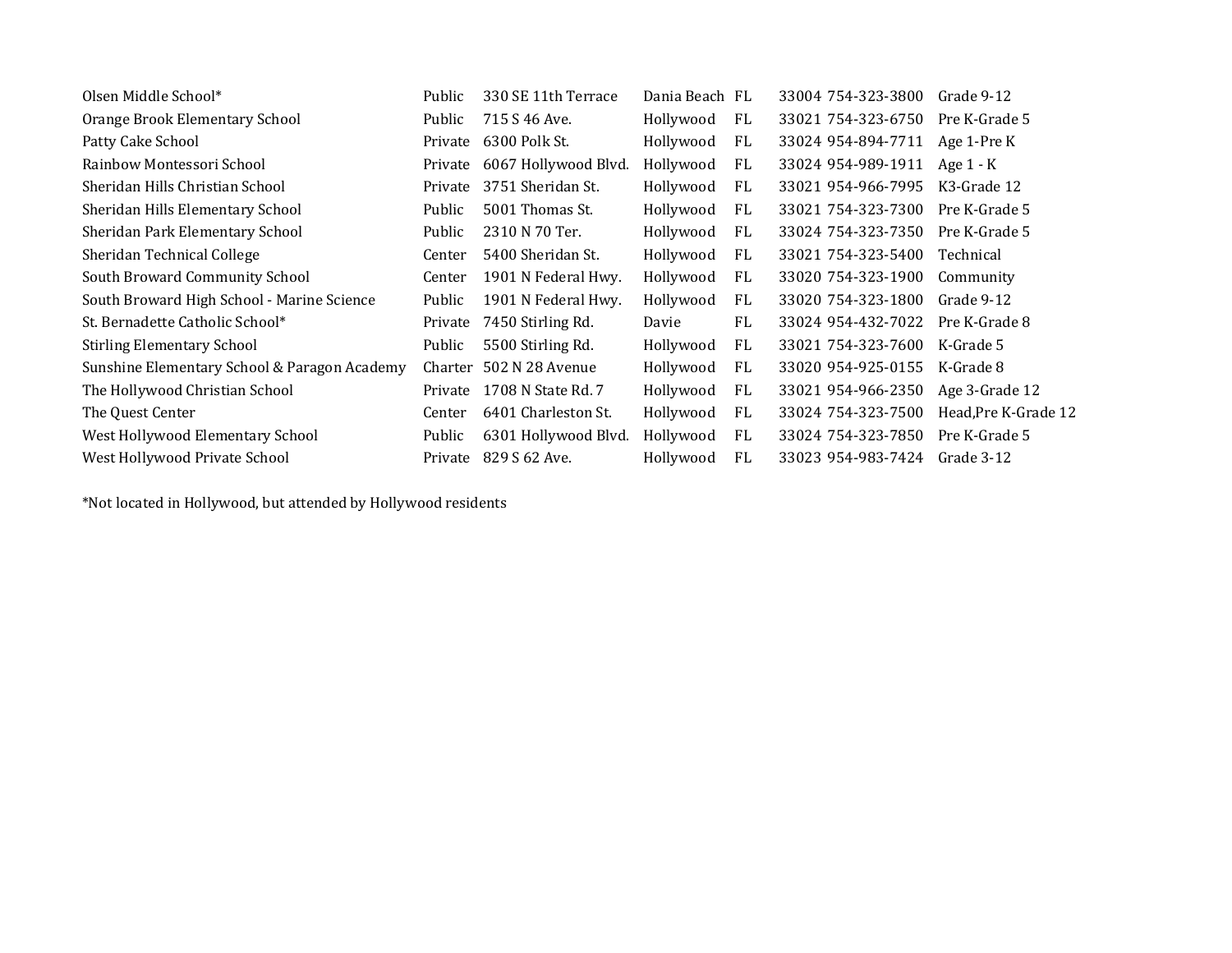| | | | | | | | |
|---|---|---|---|---|---|---|---|
| Olsen Middle School* | Public | 330 SE 11th Terrace | Dania Beach | FL | 33004 | 754-323-3800 | Grade 9-12 |
| Orange Brook Elementary School | Public | 715 S 46 Ave. | Hollywood | FL | 33021 | 754-323-6750 | Pre K-Grade 5 |
| Patty Cake School | Private | 6300 Polk St. | Hollywood | FL | 33024 | 954-894-7711 | Age 1-Pre K |
| Rainbow Montessori School | Private | 6067 Hollywood Blvd. | Hollywood | FL | 33024 | 954-989-1911 | Age 1 - K |
| Sheridan Hills Christian School | Private | 3751 Sheridan St. | Hollywood | FL | 33021 | 954-966-7995 | K3-Grade 12 |
| Sheridan Hills Elementary School | Public | 5001 Thomas St. | Hollywood | FL | 33021 | 754-323-7300 | Pre K-Grade 5 |
| Sheridan Park Elementary School | Public | 2310 N 70 Ter. | Hollywood | FL | 33024 | 754-323-7350 | Pre K-Grade 5 |
| Sheridan Technical College | Center | 5400 Sheridan St. | Hollywood | FL | 33021 | 754-323-5400 | Technical |
| South Broward Community School | Center | 1901 N Federal Hwy. | Hollywood | FL | 33020 | 754-323-1900 | Community |
| South Broward High School - Marine Science | Public | 1901 N Federal Hwy. | Hollywood | FL | 33020 | 754-323-1800 | Grade 9-12 |
| St. Bernadette Catholic School* | Private | 7450 Stirling Rd. | Davie | FL | 33024 | 954-432-7022 | Pre K-Grade 8 |
| Stirling Elementary School | Public | 5500 Stirling Rd. | Hollywood | FL | 33021 | 754-323-7600 | K-Grade 5 |
| Sunshine Elementary School & Paragon Academy | Charter | 502 N 28 Avenue | Hollywood | FL | 33020 | 954-925-0155 | K-Grade 8 |
| The Hollywood Christian School | Private | 1708 N State Rd. 7 | Hollywood | FL | 33021 | 954-966-2350 | Age 3-Grade 12 |
| The Quest Center | Center | 6401 Charleston St. | Hollywood | FL | 33024 | 754-323-7500 | Head,Pre K-Grade 12 |
| West Hollywood Elementary School | Public | 6301 Hollywood Blvd. | Hollywood | FL | 33024 | 754-323-7850 | Pre K-Grade 5 |
| West Hollywood Private School | Private | 829 S 62 Ave. | Hollywood | FL | 33023 | 954-983-7424 | Grade 3-12 |

*Not located in Hollywood, but attended by Hollywood residents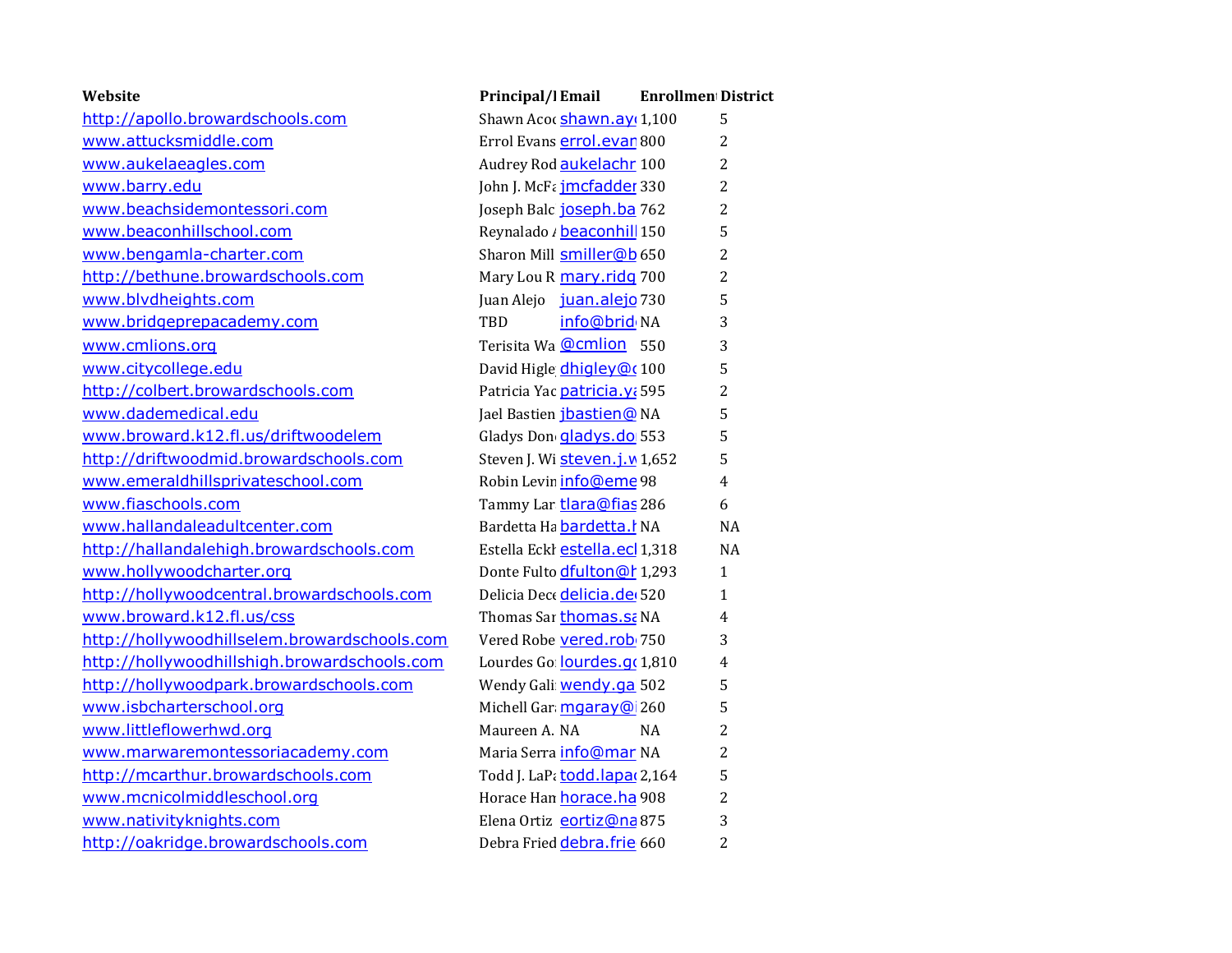| Website | Principal/I | Email | Enrollmen | District |
|---|---|---|---|---|
| http://apollo.browardschools.com | Shawn Aco | shawn.ay | 1,100 | 5 |
| www.attucksmiddle.com | Errol Evans | errol.evan | 800 | 2 |
| www.aukelaeagles.com | Audrey Rod | aukelachr | 100 | 2 |
| www.barry.edu | John J. McFa | jmcfadder | 330 | 2 |
| www.beachsidemontessori.com | Joseph Balc | joseph.ba | 762 | 2 |
| www.beaconhillschool.com | Reynalado A | beaconhill | 150 | 5 |
| www.bengamla-charter.com | Sharon Mill | smiller@b | 650 | 2 |
| http://bethune.browardschools.com | Mary Lou R | mary.ridg | 700 | 2 |
| www.blvdheights.com | Juan Alejo | juan.alejo | 730 | 5 |
| www.bridgeprepacademy.com | TBD | info@brid | NA | 3 |
| www.cmlions.org | Terisita Wa | @cmlion | 550 | 3 |
| www.citycollege.edu | David Higle | dhigley@c | 100 | 5 |
| http://colbert.browardschools.com | Patricia Yac | patricia.y | 595 | 2 |
| www.dademedical.edu | Jael Bastien | jbastien@ | NA | 5 |
| www.broward.k12.fl.us/driftwoodelem | Gladys Don | gladys.do | 553 | 5 |
| http://driftwoodmid.browardschools.com | Steven J. Wi | steven.j.w | 1,652 | 5 |
| www.emeraldhillsprivateschool.com | Robin Levin | info@eme | 98 | 4 |
| www.fiaschools.com | Tammy Lar | tlara@fias | 286 | 6 |
| www.hallandaleadultcenter.com | Bardetta Ha | bardetta.h | NA | NA |
| http://hallandalehigh.browardschools.com | Estella Eckh | estella.ecl | 1,318 | NA |
| www.hollywoodcharter.org | Donte Fulto | dfulton@h | 1,293 | 1 |
| http://hollywoodcentral.browardschools.com | Delicia Dec | delicia.de | 520 | 1 |
| www.broward.k12.fl.us/css | Thomas Sar | thomas.sa | NA | 4 |
| http://hollywoodhillselem.browardschools.com | Vered Robe | vered.rob | 750 | 3 |
| http://hollywoodhillshigh.browardschools.com | Lourdes Go | lourdes.go | 1,810 | 4 |
| http://hollywoodpark.browardschools.com | Wendy Gali | wendy.ga | 502 | 5 |
| www.isbcharterschool.org | Michell Gar | mgaray@ | 260 | 5 |
| www.littleflowerhwd.org | Maureen A. | NA | NA | 2 |
| www.marwaremontessoriacademy.com | Maria Serra | info@mar | NA | 2 |
| http://mcarthur.browardschools.com | Todd J. LaPa | todd.lapa | 2,164 | 5 |
| www.mcnicolmiddleschool.org | Horace Han | horace.ha | 908 | 2 |
| www.nativityknights.com | Elena Ortiz | eortiz@na | 875 | 3 |
| http://oakridge.browardschools.com | Debra Fried | debra.frie | 660 | 2 |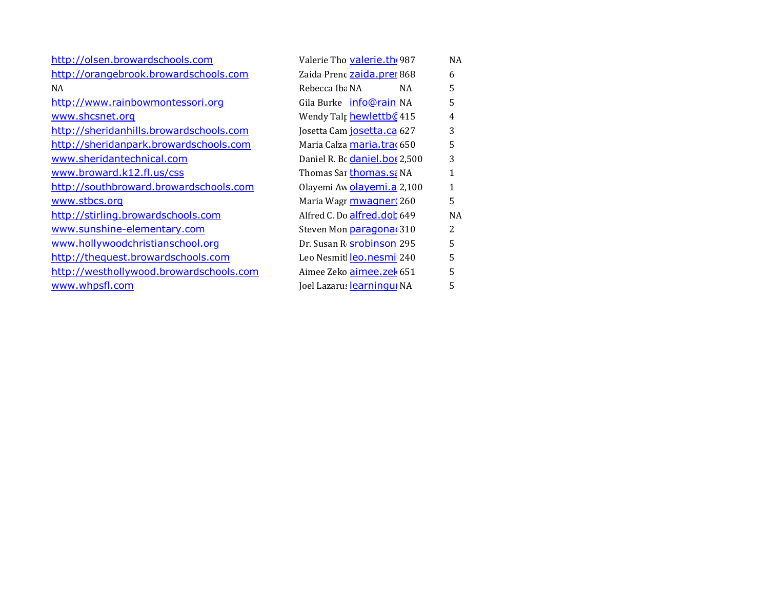| | | | | |
|---|---|---|---|---|
| http://olsen.browardschools.com | Valerie Tho | valerie.th | 987 | NA |
| http://orangebrook.browardschools.com | Zaida Prenc | zaida.prer | 868 | 6 |
| NA | Rebecca Iba | NA | NA | 5 |
| http://www.rainbowmontessori.org | Gila Burke | info@rain | NA | 5 |
| www.shcsnet.org | Wendy Talp | hewlettb@ | 415 | 4 |
| http://sheridanhills.browardschools.com | Josetta Cam | josetta.ca | 627 | 3 |
| http://sheridanpark.browardschools.com | Maria Calza | maria.trac | 650 | 5 |
| www.sheridantechnical.com | Daniel R. Bo | daniel.boe | 2,500 | 3 |
| www.broward.k12.fl.us/css | Thomas Sar | thomas.sa | NA | 1 |
| http://southbroward.browardschools.com | Olayemi Aw | olayemi.a | 2,100 | 1 |
| www.stbcs.org | Maria Wagr | mwagner( | 260 | 5 |
| http://stirling.browardschools.com | Alfred C. Do | alfred.dob | 649 | NA |
| www.sunshine-elementary.com | Steven Mon | paragona | 310 | 2 |
| www.hollywoodchristianschool.org | Dr. Susan R | srobinson | 295 | 5 |
| http://thequest.browardschools.com | Leo Nesmitl | leo.nesmi | 240 | 5 |
| http://westhollywood.browardschools.com | Aimee Zeko | aimee.zek | 651 | 5 |
| www.whpsfl.com | Joel Lazarus | learningu | NA | 5 |